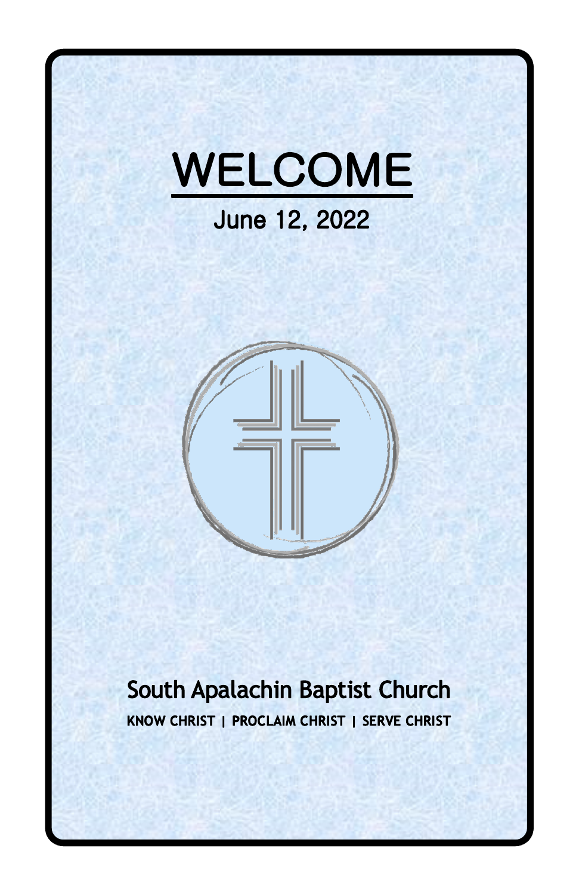# WELCOME

June 12, 2022

## South Apalachin Baptist Church

**KNOW CHRIST | PROCLAIM CHRIST | SERVE CHRIST**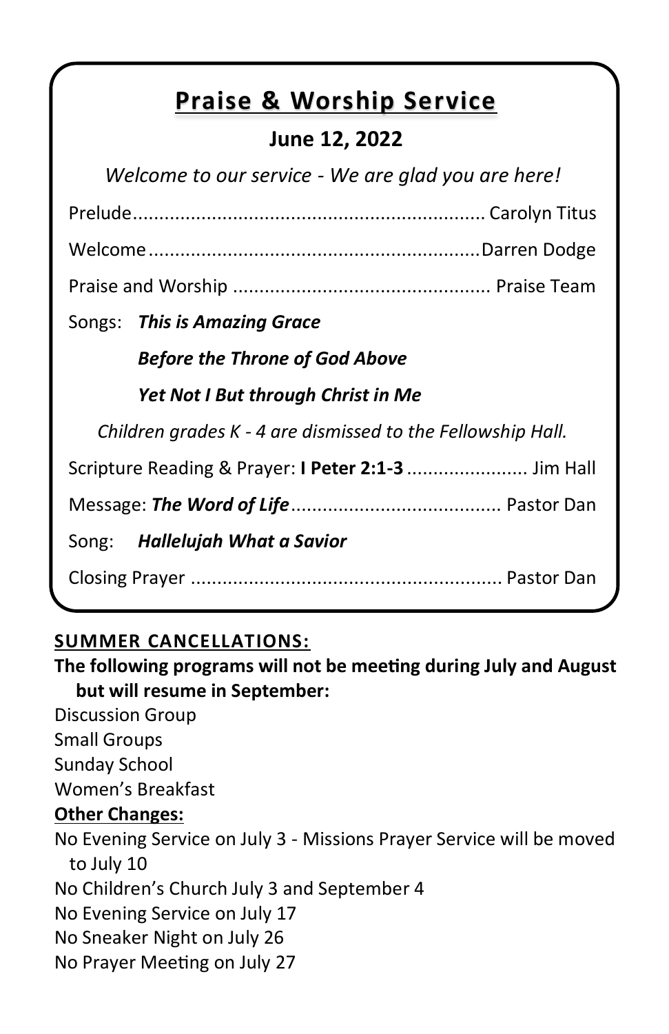# Praise & Worship Service

## June 12, 2022

*Welcome to our service - We are glad you are here!*

Prelude................................................................... Carolyn Titus

Welcome................................................................Darren Dodge

Praise and Worship ................................................ Praise Team

Songs: ***This is Amazing Grace***

***Before the Throne of God Above***

***Yet Not I But through Christ in Me***

*Children grades K - 4 are dismissed to the Fellowship Hall.*

Scripture Reading & Prayer: **I Peter 2:1-3** ....................... Jim Hall

Message: ***The Word of Life***....................................... Pastor Dan

Song: ***Hallelujah What a Savior***

Closing Prayer .......................................................... Pastor Dan

**SUMMER CANCELLATIONS:**

**The following programs will not be meeting during July and August but will resume in September:**

Discussion Group
Small Groups
Sunday School
Women's Breakfast

**Other Changes:**

No Evening Service on July 3 - Missions Prayer Service will be moved to July 10
No Children's Church July 3 and September 4
No Evening Service on July 17
No Sneaker Night on July 26
No Prayer Meeting on July 27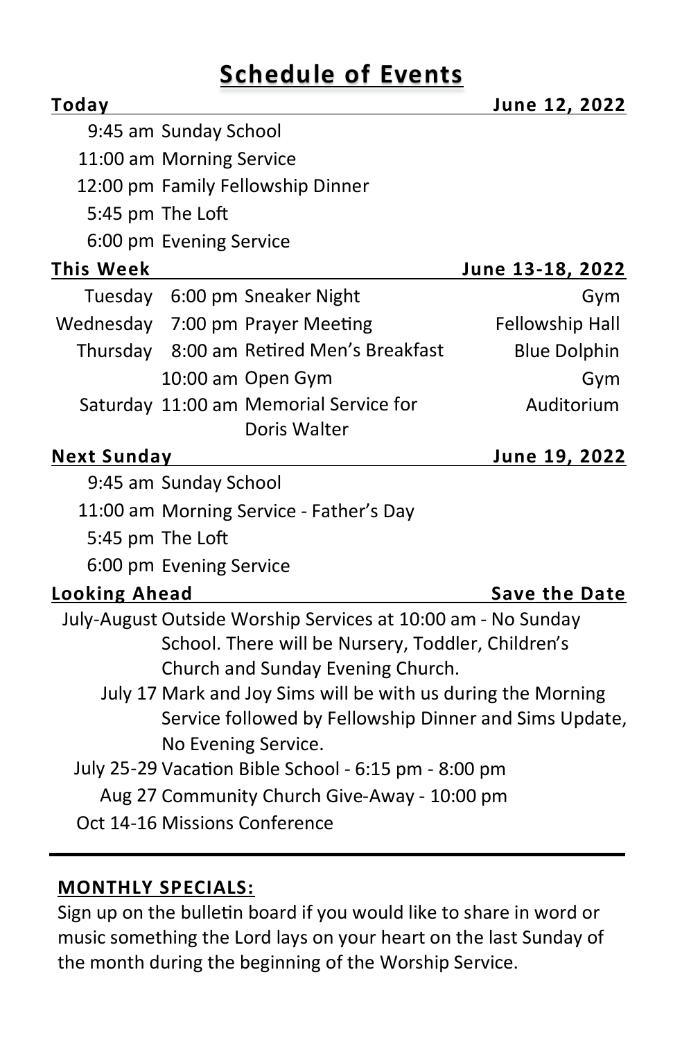# Schedule of Events

## Today — June 12, 2022

| Time | Event |
|---|---|
| 9:45 am | Sunday School |
| 11:00 am | Morning Service |
| 12:00 pm | Family Fellowship Dinner |
| 5:45 pm | The Loft |
| 6:00 pm | Evening Service |

## This Week — June 13-18, 2022

| Day | Time | Event | Location |
|---|---|---|---|
| Tuesday | 6:00 pm | Sneaker Night | Gym |
| Wednesday | 7:00 pm | Prayer Meeting | Fellowship Hall |
| Thursday | 8:00 am | Retired Men's Breakfast | Blue Dolphin |
| | 10:00 am | Open Gym | Gym |
| Saturday | 11:00 am | Memorial Service for Doris Walter | Auditorium |

## Next Sunday — June 19, 2022

| Time | Event |
|---|---|
| 9:45 am | Sunday School |
| 11:00 am | Morning Service - Father's Day |
| 5:45 pm | The Loft |
| 6:00 pm | Evening Service |

## Looking Ahead — Save the Date

| Date | Event |
|---|---|
| July-August | Outside Worship Services at 10:00 am - No Sunday School. There will be Nursery, Toddler, Children's Church and Sunday Evening Church. |
| July 17 | Mark and Joy Sims will be with us during the Morning Service followed by Fellowship Dinner and Sims Update, No Evening Service. |
| July 25-29 | Vacation Bible School - 6:15 pm - 8:00 pm |
| Aug 27 | Community Church Give-Away - 10:00 pm |
| Oct 14-16 | Missions Conference |

---

**MONTHLY SPECIALS:**

Sign up on the bulletin board if you would like to share in word or music something the Lord lays on your heart on the last Sunday of the month during the beginning of the Worship Service.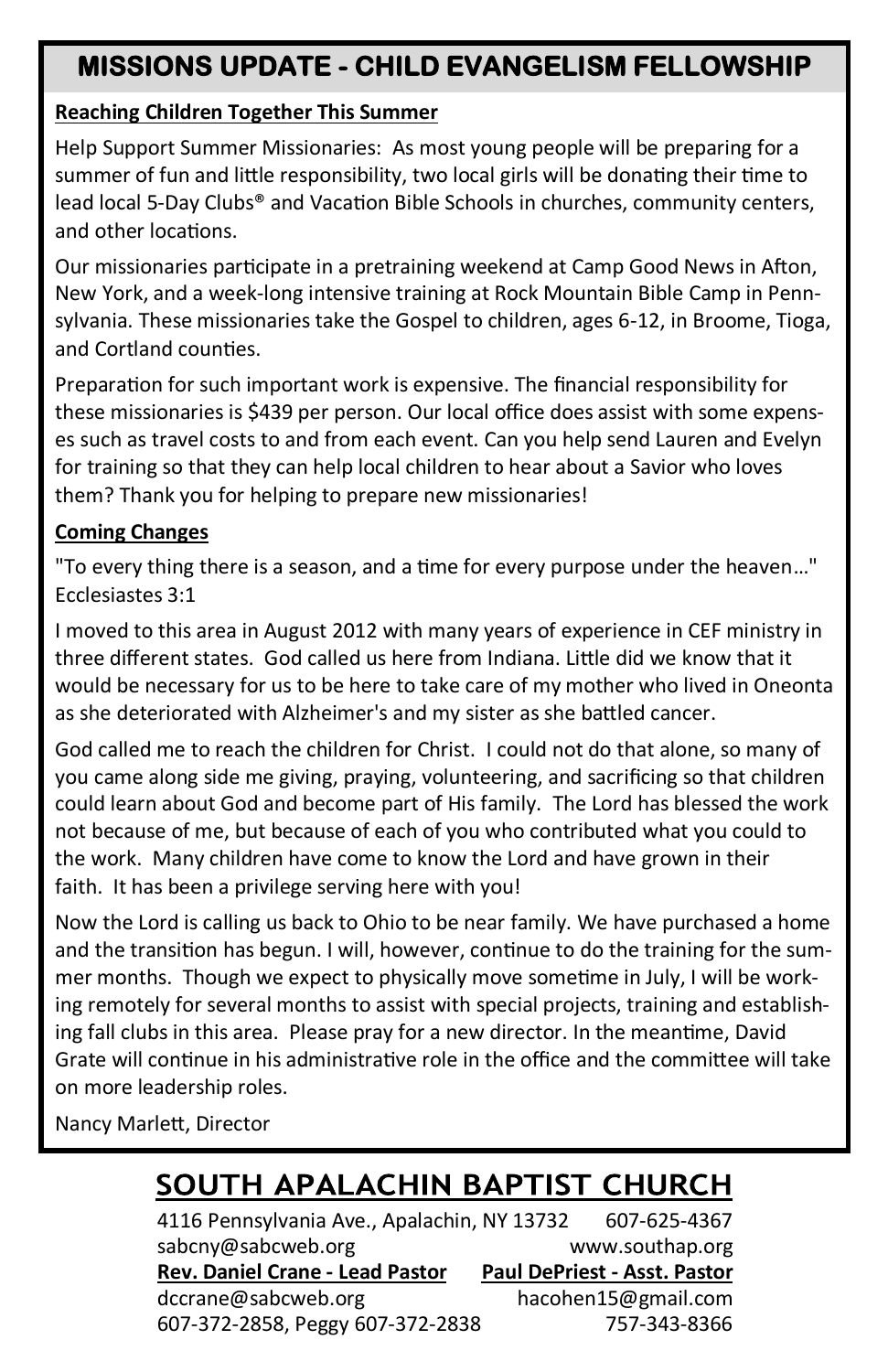## MISSIONS UPDATE - CHILD EVANGELISM FELLOWSHIP

**Reaching Children Together This Summer**

Help Support Summer Missionaries: As most young people will be preparing for a summer of fun and little responsibility, two local girls will be donating their time to lead local 5-Day Clubs® and Vacation Bible Schools in churches, community centers, and other locations.

Our missionaries participate in a pretraining weekend at Camp Good News in Afton, New York, and a week-long intensive training at Rock Mountain Bible Camp in Pennsylvania. These missionaries take the Gospel to children, ages 6-12, in Broome, Tioga, and Cortland counties.

Preparation for such important work is expensive. The financial responsibility for these missionaries is $439 per person. Our local office does assist with some expenses such as travel costs to and from each event. Can you help send Lauren and Evelyn for training so that they can help local children to hear about a Savior who loves them? Thank you for helping to prepare new missionaries!

**Coming Changes**

"To every thing there is a season, and a time for every purpose under the heaven…" Ecclesiastes 3:1

I moved to this area in August 2012 with many years of experience in CEF ministry in three different states. God called us here from Indiana. Little did we know that it would be necessary for us to be here to take care of my mother who lived in Oneonta as she deteriorated with Alzheimer's and my sister as she battled cancer.

God called me to reach the children for Christ. I could not do that alone, so many of you came along side me giving, praying, volunteering, and sacrificing so that children could learn about God and become part of His family. The Lord has blessed the work not because of me, but because of each of you who contributed what you could to the work. Many children have come to know the Lord and have grown in their faith. It has been a privilege serving here with you!

Now the Lord is calling us back to Ohio to be near family. We have purchased a home and the transition has begun. I will, however, continue to do the training for the summer months. Though we expect to physically move sometime in July, I will be working remotely for several months to assist with special projects, training and establishing fall clubs in this area. Please pray for a new director. In the meantime, David Grate will continue in his administrative role in the office and the committee will take on more leadership roles.

Nancy Marlett, Director

## SOUTH APALACHIN BAPTIST CHURCH

4116 Pennsylvania Ave., Apalachin, NY 13732 607-625-4367
sabcny@sabcweb.org www.southap.org

**Rev. Daniel Crane - Lead Pastor**
dccrane@sabcweb.org
607-372-2858, Peggy 607-372-2838

**Paul DePriest - Asst. Pastor**
hacohen15@gmail.com
757-343-8366